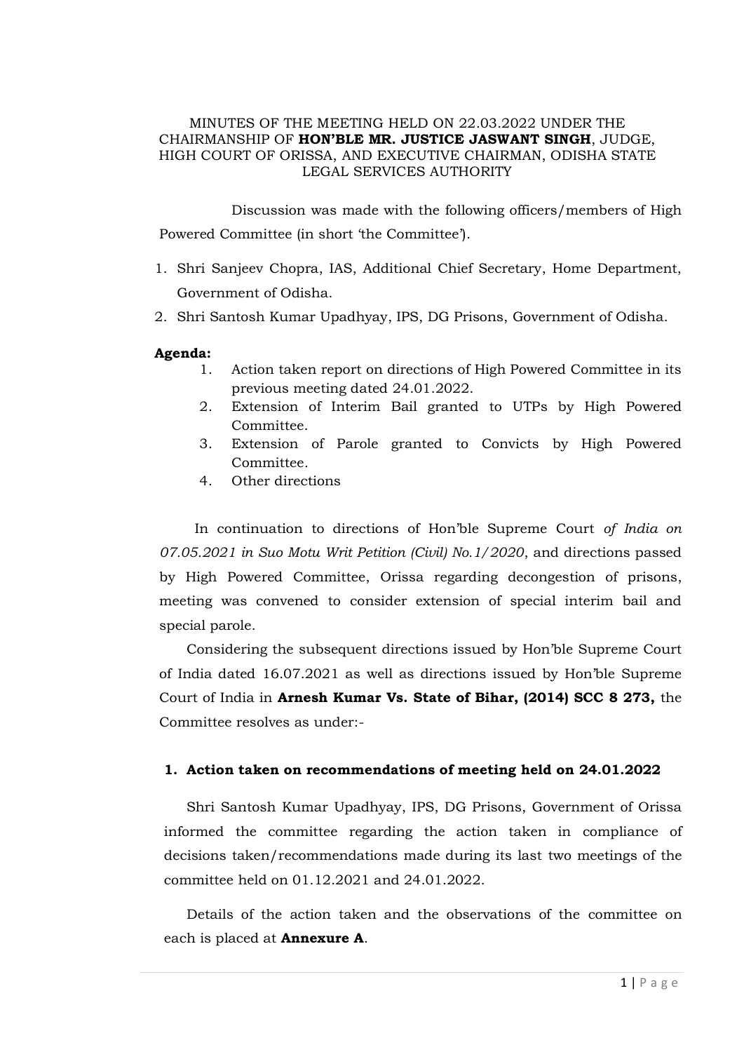MINUTES OF THE MEETING HELD ON 22.03.2022 UNDER THE CHAIRMANSHIP OF **HON'BLE MR. JUSTICE JASWANT SINGH**, JUDGE, HIGH COURT OF ORISSA, AND EXECUTIVE CHAIRMAN, ODISHA STATE LEGAL SERVICES AUTHORITY

Discussion was made with the following officers/members of High Powered Committee (in short 'the Committee').

1. Shri Sanjeev Chopra, IAS, Additional Chief Secretary, Home Department, Government of Odisha.
2. Shri Santosh Kumar Upadhyay, IPS, DG Prisons, Government of Odisha.

**Agenda:**

1. Action taken report on directions of High Powered Committee in its previous meeting dated 24.01.2022.
2. Extension of Interim Bail granted to UTPs by High Powered Committee.
3. Extension of Parole granted to Convicts by High Powered Committee.
4. Other directions

In continuation to directions of Hon'ble Supreme Court *of India on 07.05.2021 in Suo Motu Writ Petition (Civil) No.1/2020*, and directions passed by High Powered Committee, Orissa regarding decongestion of prisons, meeting was convened to consider extension of special interim bail and special parole.

Considering the subsequent directions issued by Hon'ble Supreme Court of India dated 16.07.2021 as well as directions issued by Hon'ble Supreme Court of India in **Arnesh Kumar Vs. State of Bihar, (2014) SCC 8 273,** the Committee resolves as under:-

## 1. Action taken on recommendations of meeting held on 24.01.2022

Shri Santosh Kumar Upadhyay, IPS, DG Prisons, Government of Orissa informed the committee regarding the action taken in compliance of decisions taken/recommendations made during its last two meetings of the committee held on 01.12.2021 and 24.01.2022.

Details of the action taken and the observations of the committee on each is placed at **Annexure A**.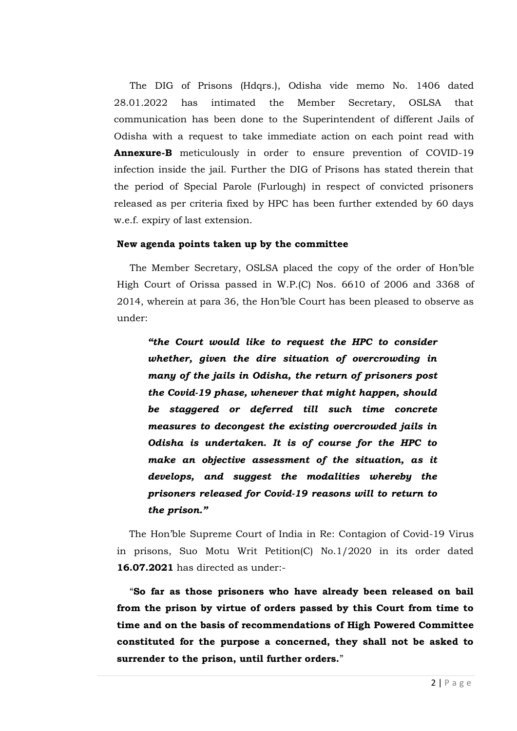The DIG of Prisons (Hdqrs.), Odisha vide memo No. 1406 dated 28.01.2022 has intimated the Member Secretary, OSLSA that communication has been done to the Superintendent of different Jails of Odisha with a request to take immediate action on each point read with **Annexure-B** meticulously in order to ensure prevention of COVID-19 infection inside the jail. Further the DIG of Prisons has stated therein that the period of Special Parole (Furlough) in respect of convicted prisoners released as per criteria fixed by HPC has been further extended by 60 days w.e.f. expiry of last extension.

**New agenda points taken up by the committee**

The Member Secretary, OSLSA placed the copy of the order of Hon'ble High Court of Orissa passed in W.P.(C) Nos. 6610 of 2006 and 3368 of 2014, wherein at para 36, the Hon'ble Court has been pleased to observe as under:

> ***"the Court would like to request the HPC to consider whether, given the dire situation of overcrowding in many of the jails in Odisha, the return of prisoners post the Covid-19 phase, whenever that might happen, should be staggered or deferred till such time concrete measures to decongest the existing overcrowded jails in Odisha is undertaken. It is of course for the HPC to make an objective assessment of the situation, as it develops, and suggest the modalities whereby the prisoners released for Covid-19 reasons will to return to the prison."***

The Hon'ble Supreme Court of India in Re: Contagion of Covid-19 Virus in prisons, Suo Motu Writ Petition(C) No.1/2020 in its order dated **16.07.2021** has directed as under:-

"**So far as those prisoners who have already been released on bail from the prison by virtue of orders passed by this Court from time to time and on the basis of recommendations of High Powered Committee constituted for the purpose a concerned, they shall not be asked to surrender to the prison, until further orders.**"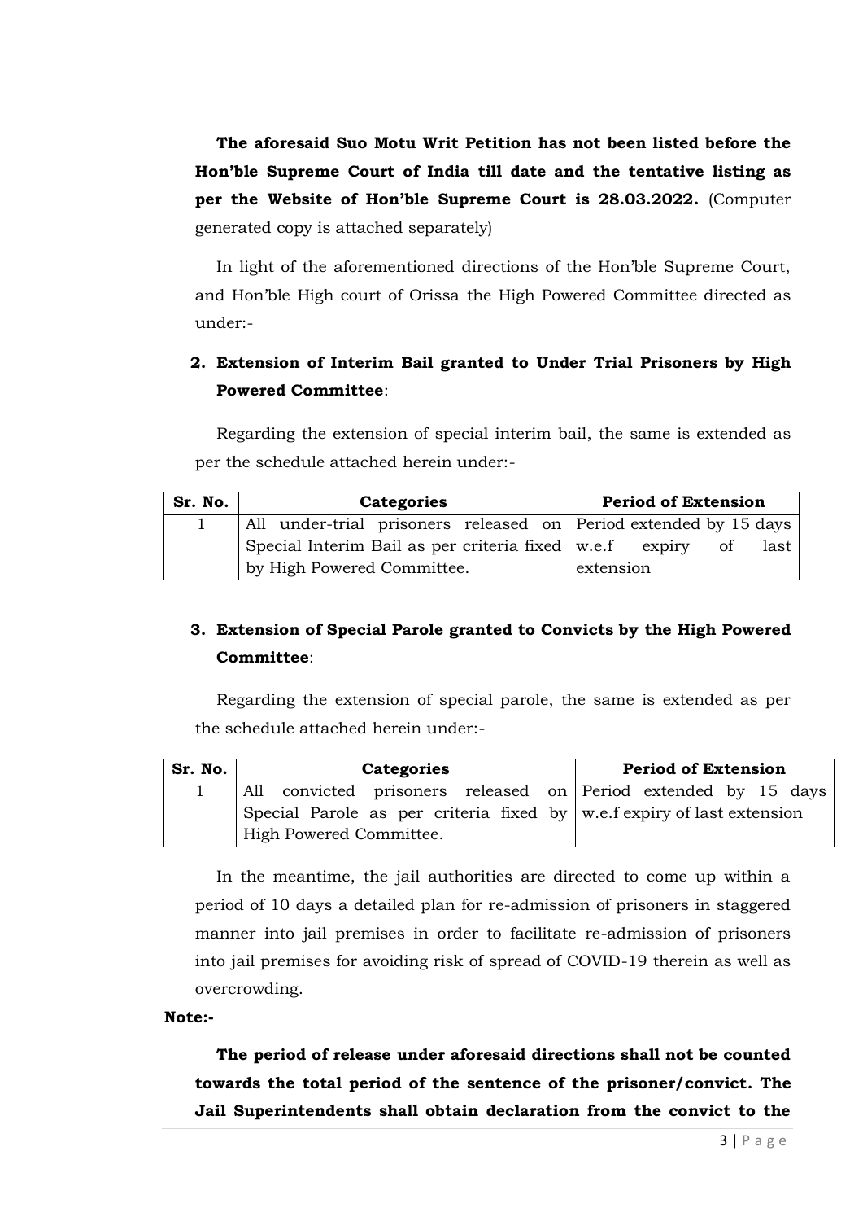**The aforesaid Suo Motu Writ Petition has not been listed before the Hon'ble Supreme Court of India till date and the tentative listing as per the Website of Hon'ble Supreme Court is 28.03.2022.** (Computer generated copy is attached separately)

In light of the aforementioned directions of the Hon'ble Supreme Court, and Hon'ble High court of Orissa the High Powered Committee directed as under:-

2. **Extension of Interim Bail granted to Under Trial Prisoners by High Powered Committee**:

Regarding the extension of special interim bail, the same is extended as per the schedule attached herein under:-

| Sr. No. | Categories | Period of Extension |
|---|---|---|
| 1 | All under-trial prisoners released on Special Interim Bail as per criteria fixed by High Powered Committee. | Period extended by 15 days w.e.f expiry of last extension |

3. **Extension of Special Parole granted to Convicts by the High Powered Committee**:

Regarding the extension of special parole, the same is extended as per the schedule attached herein under:-

| Sr. No. | Categories | Period of Extension |
|---|---|---|
| 1 | All convicted prisoners released on Special Parole as per criteria fixed by High Powered Committee. | Period extended by 15 days w.e.f expiry of last extension |

In the meantime, the jail authorities are directed to come up within a period of 10 days a detailed plan for re-admission of prisoners in staggered manner into jail premises in order to facilitate re-admission of prisoners into jail premises for avoiding risk of spread of COVID-19 therein as well as overcrowding.

**Note:-**

**The period of release under aforesaid directions shall not be counted towards the total period of the sentence of the prisoner/convict. The Jail Superintendents shall obtain declaration from the convict to the**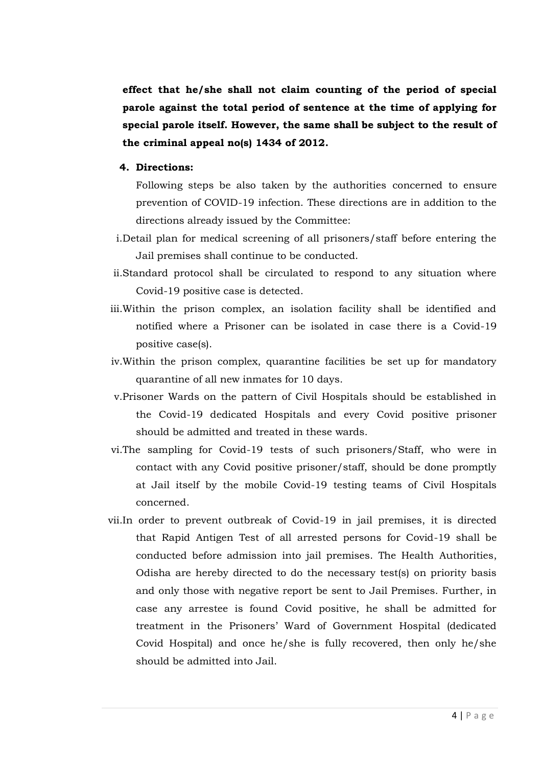**effect that he/she shall not claim counting of the period of special parole against the total period of sentence at the time of applying for special parole itself. However, the same shall be subject to the result of the criminal appeal no(s) 1434 of 2012.**

4. **Directions:**

   Following steps be also taken by the authorities concerned to ensure prevention of COVID-19 infection. These directions are in addition to the directions already issued by the Committee:

i. Detail plan for medical screening of all prisoners/staff before entering the Jail premises shall continue to be conducted.

ii. Standard protocol shall be circulated to respond to any situation where Covid-19 positive case is detected.

iii. Within the prison complex, an isolation facility shall be identified and notified where a Prisoner can be isolated in case there is a Covid-19 positive case(s).

iv. Within the prison complex, quarantine facilities be set up for mandatory quarantine of all new inmates for 10 days.

v. Prisoner Wards on the pattern of Civil Hospitals should be established in the Covid-19 dedicated Hospitals and every Covid positive prisoner should be admitted and treated in these wards.

vi. The sampling for Covid-19 tests of such prisoners/Staff, who were in contact with any Covid positive prisoner/staff, should be done promptly at Jail itself by the mobile Covid-19 testing teams of Civil Hospitals concerned.

vii. In order to prevent outbreak of Covid-19 in jail premises, it is directed that Rapid Antigen Test of all arrested persons for Covid-19 shall be conducted before admission into jail premises. The Health Authorities, Odisha are hereby directed to do the necessary test(s) on priority basis and only those with negative report be sent to Jail Premises. Further, in case any arrestee is found Covid positive, he shall be admitted for treatment in the Prisoners' Ward of Government Hospital (dedicated Covid Hospital) and once he/she is fully recovered, then only he/she should be admitted into Jail.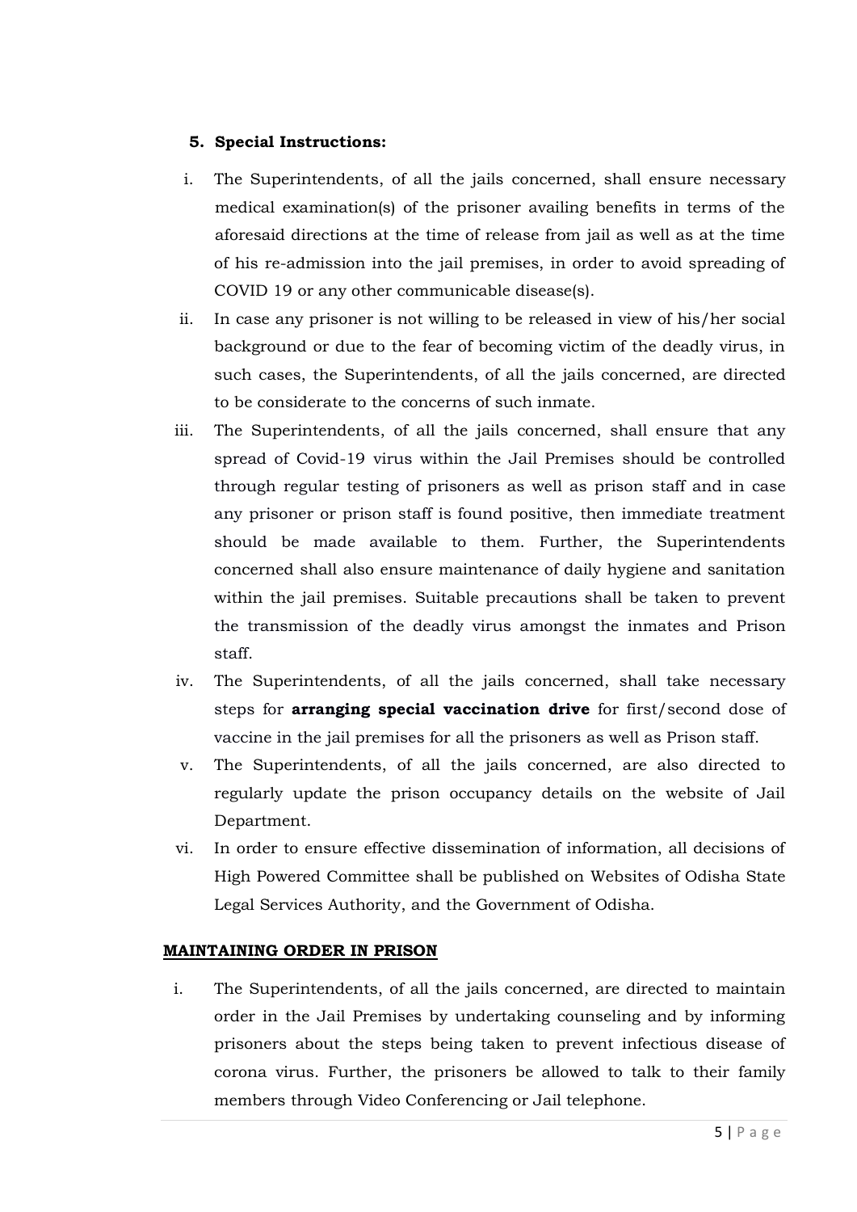## 5. Special Instructions:

i. The Superintendents, of all the jails concerned, shall ensure necessary medical examination(s) of the prisoner availing benefits in terms of the aforesaid directions at the time of release from jail as well as at the time of his re-admission into the jail premises, in order to avoid spreading of COVID 19 or any other communicable disease(s).

ii. In case any prisoner is not willing to be released in view of his/her social background or due to the fear of becoming victim of the deadly virus, in such cases, the Superintendents, of all the jails concerned, are directed to be considerate to the concerns of such inmate.

iii. The Superintendents, of all the jails concerned, shall ensure that any spread of Covid-19 virus within the Jail Premises should be controlled through regular testing of prisoners as well as prison staff and in case any prisoner or prison staff is found positive, then immediate treatment should be made available to them. Further, the Superintendents concerned shall also ensure maintenance of daily hygiene and sanitation within the jail premises. Suitable precautions shall be taken to prevent the transmission of the deadly virus amongst the inmates and Prison staff.

iv. The Superintendents, of all the jails concerned, shall take necessary steps for **arranging special vaccination drive** for first/second dose of vaccine in the jail premises for all the prisoners as well as Prison staff.

v. The Superintendents, of all the jails concerned, are also directed to regularly update the prison occupancy details on the website of Jail Department.

vi. In order to ensure effective dissemination of information, all decisions of High Powered Committee shall be published on Websites of Odisha State Legal Services Authority, and the Government of Odisha.

**<u>MAINTAINING ORDER IN PRISON</u>**

i. The Superintendents, of all the jails concerned, are directed to maintain order in the Jail Premises by undertaking counseling and by informing prisoners about the steps being taken to prevent infectious disease of corona virus. Further, the prisoners be allowed to talk to their family members through Video Conferencing or Jail telephone.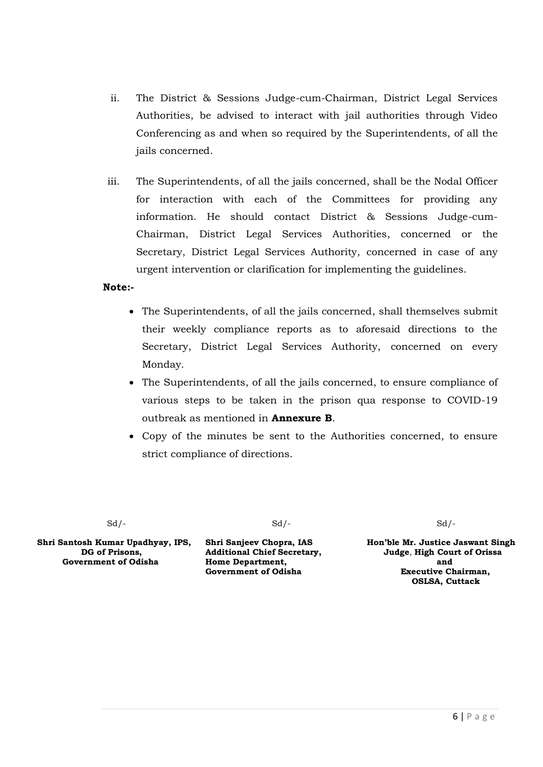ii. The District & Sessions Judge-cum-Chairman, District Legal Services Authorities, be advised to interact with jail authorities through Video Conferencing as and when so required by the Superintendents, of all the jails concerned.

iii. The Superintendents, of all the jails concerned, shall be the Nodal Officer for interaction with each of the Committees for providing any information. He should contact District & Sessions Judge-cum-Chairman, District Legal Services Authorities, concerned or the Secretary, District Legal Services Authority, concerned in case of any urgent intervention or clarification for implementing the guidelines.

**Note:-**

- The Superintendents, of all the jails concerned, shall themselves submit their weekly compliance reports as to aforesaid directions to the Secretary, District Legal Services Authority, concerned on every Monday.
- The Superintendents, of all the jails concerned, to ensure compliance of various steps to be taken in the prison qua response to COVID-19 outbreak as mentioned in **Annexure B**.
- Copy of the minutes be sent to the Authorities concerned, to ensure strict compliance of directions.

Sd/-

**Shri Santosh Kumar Upadhyay, IPS,**
**DG of Prisons,**
**Government of Odisha**

Sd/-

**Shri Sanjeev Chopra, IAS**
**Additional Chief Secretary,**
**Home Department,**
**Government of Odisha**

Sd/-

**Hon'ble Mr. Justice Jaswant Singh**
**Judge, High Court of Orissa**
**and**
**Executive Chairman,**
**OSLSA, Cuttack**